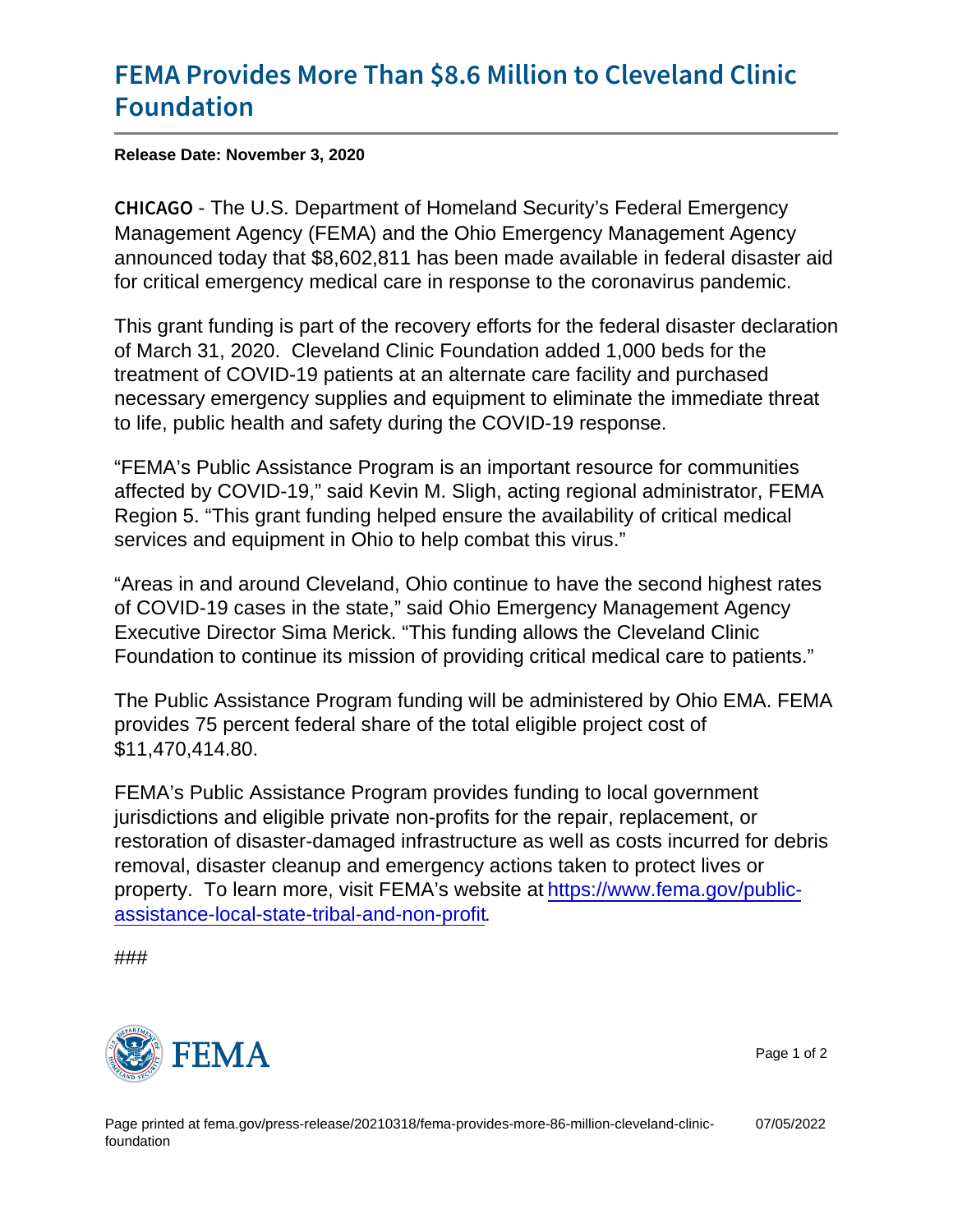# FEMA Provides More Than $8.6 Million to Cleveland Clinic Foundation

**Release Date: November 3, 2020**

CHICAGO - The U.S. Department of Homeland Security's Federal Emergency Management Agency (FEMA) and the Ohio Emergency Management Agency announced today that $8,602,811 has been made available in federal disaster aid for critical emergency medical care in response to the coronavirus pandemic.

This grant funding is part of the recovery efforts for the federal disaster declaration of March 31, 2020. Cleveland Clinic Foundation added 1,000 beds for the treatment of COVID-19 patients at an alternate care facility and purchased necessary emergency supplies and equipment to eliminate the immediate threat to life, public health and safety during the COVID-19 response.

"FEMA's Public Assistance Program is an important resource for communities affected by COVID-19," said Kevin M. Sligh, acting regional administrator, FEMA Region 5. "This grant funding helped ensure the availability of critical medical services and equipment in Ohio to help combat this virus."

"Areas in and around Cleveland, Ohio continue to have the second highest rates of COVID-19 cases in the state," said Ohio Emergency Management Agency Executive Director Sima Merick. "This funding allows the Cleveland Clinic Foundation to continue its mission of providing critical medical care to patients."

The Public Assistance Program funding will be administered by Ohio EMA. FEMA provides 75 percent federal share of the total eligible project cost of $11,470,414.80.

FEMA's Public Assistance Program provides funding to local government jurisdictions and eligible private non-profits for the repair, replacement, or restoration of disaster-damaged infrastructure as well as costs incurred for debris removal, disaster cleanup and emergency actions taken to protect lives or property. To learn more, visit FEMA's website at [https://www.fema.gov/public-assistance-local-state-tribal-and-non-profit](https://www.fema.gov/public-assistance-local-state-tribal-and-non-profit).

###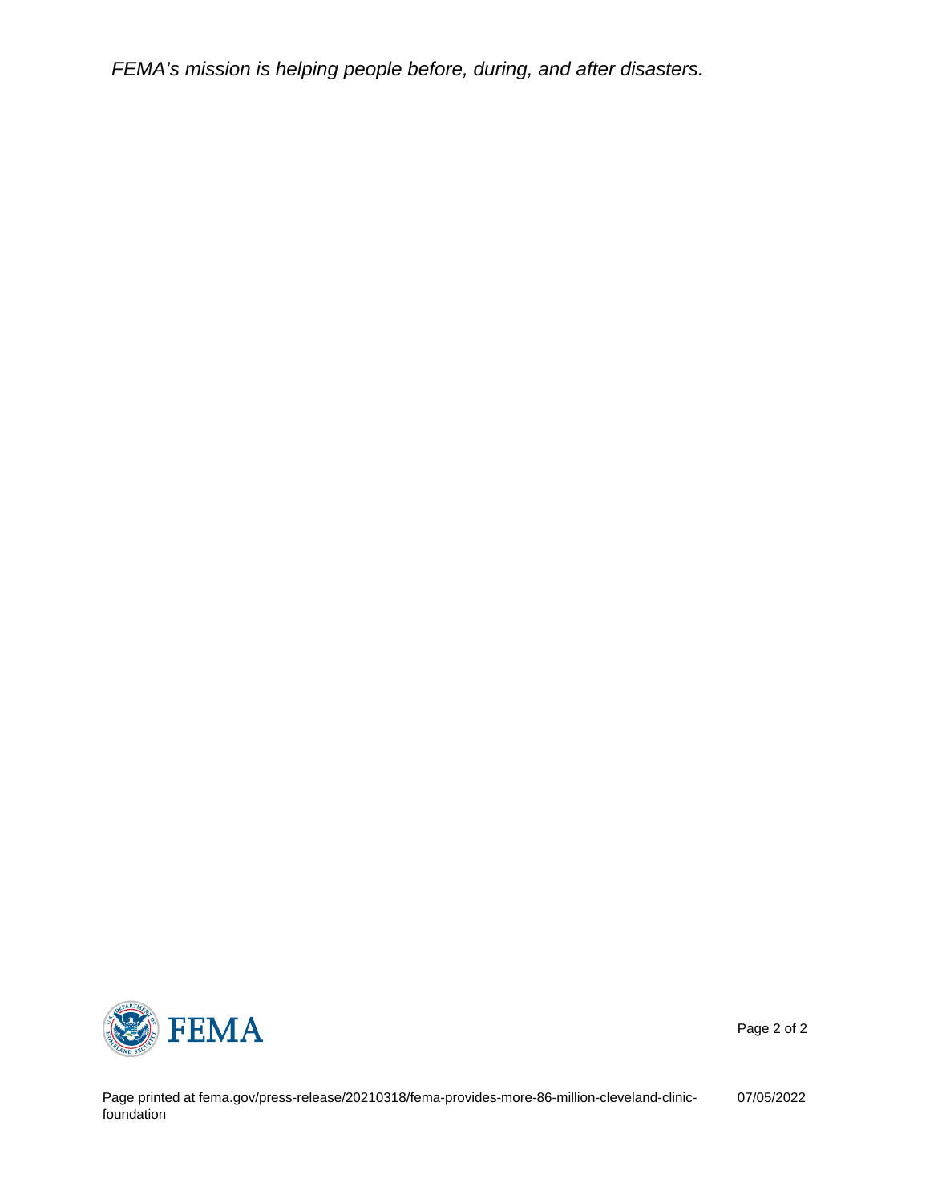*FEMA's mission is helping people before, during, and after disasters.*